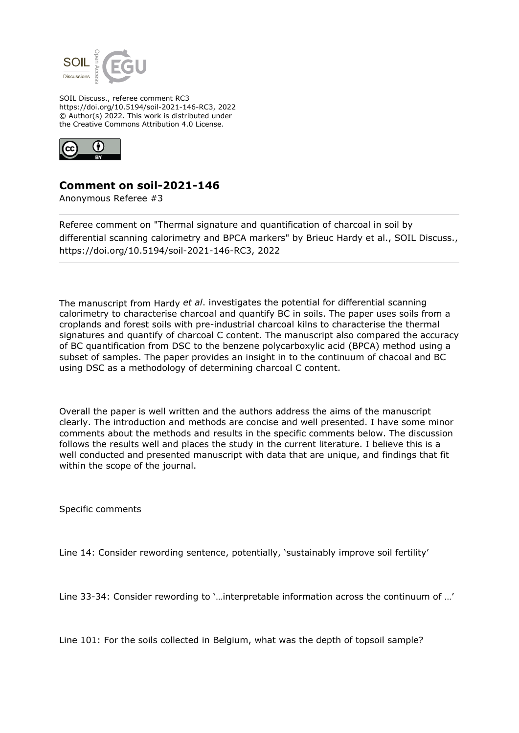SOIL Discuss., referee comment RC3
https://doi.org/10.5194/soil-2021-146-RC3, 2022
© Author(s) 2022. This work is distributed under
the Creative Commons Attribution 4.0 License.

## Comment on soil-2021-146

Anonymous Referee #3

Referee comment on "Thermal signature and quantification of charcoal in soil by differential scanning calorimetry and BPCA markers" by Brieuc Hardy et al., SOIL Discuss., https://doi.org/10.5194/soil-2021-146-RC3, 2022

The manuscript from Hardy *et al*. investigates the potential for differential scanning calorimetry to characterise charcoal and quantify BC in soils. The paper uses soils from a croplands and forest soils with pre-industrial charcoal kilns to characterise the thermal signatures and quantify of charcoal C content. The manuscript also compared the accuracy of BC quantification from DSC to the benzene polycarboxylic acid (BPCA) method using a subset of samples. The paper provides an insight in to the continuum of chacoal and BC using DSC as a methodology of determining charcoal C content.

Overall the paper is well written and the authors address the aims of the manuscript clearly. The introduction and methods are concise and well presented. I have some minor comments about the methods and results in the specific comments below. The discussion follows the results well and places the study in the current literature. I believe this is a well conducted and presented manuscript with data that are unique, and findings that fit within the scope of the journal.

Specific comments

Line 14: Consider rewording sentence, potentially, 'sustainably improve soil fertility'

Line 33-34: Consider rewording to '…interpretable information across the continuum of …'

Line 101: For the soils collected in Belgium, what was the depth of topsoil sample?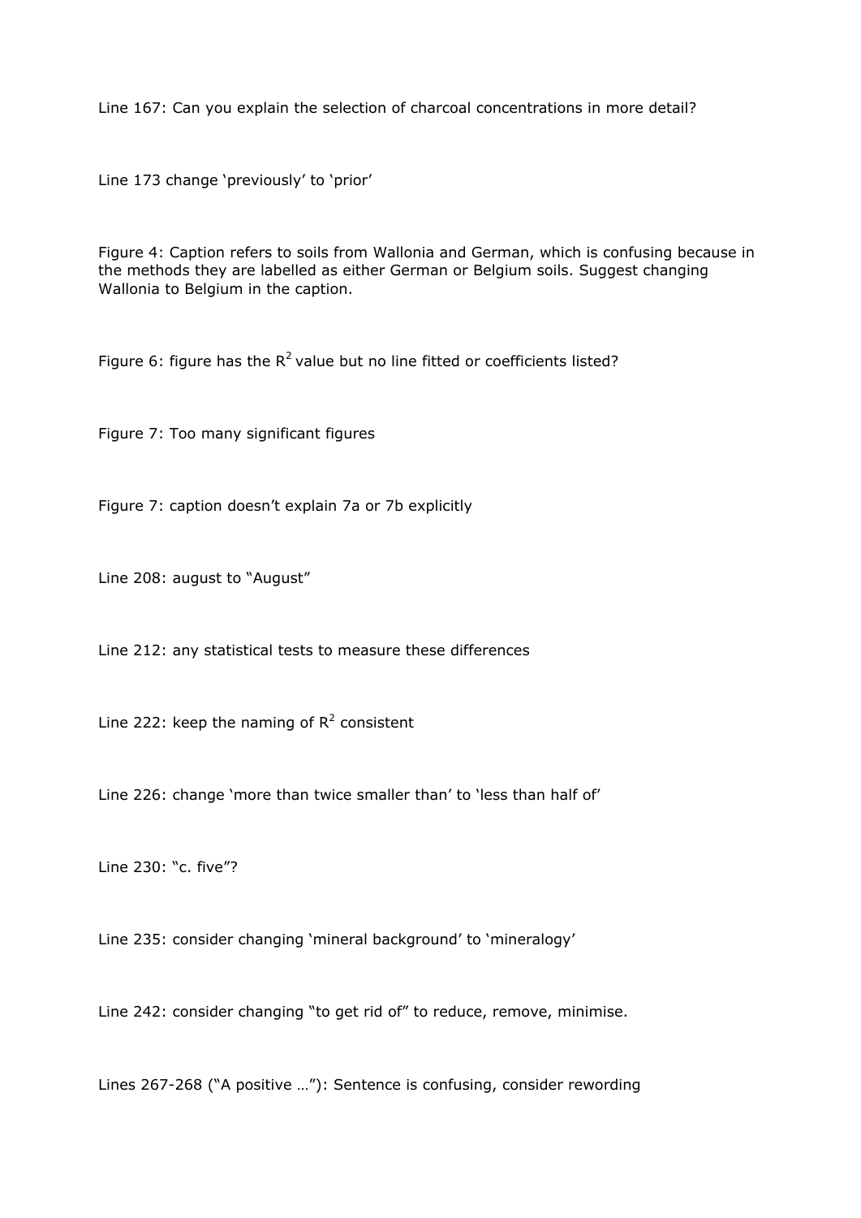Line 167: Can you explain the selection of charcoal concentrations in more detail?

Line 173 change 'previously' to 'prior'

Figure 4: Caption refers to soils from Wallonia and German, which is confusing because in the methods they are labelled as either German or Belgium soils. Suggest changing Wallonia to Belgium in the caption.

Figure 6: figure has the $R^2$ value but no line fitted or coefficients listed?

Figure 7: Too many significant figures

Figure 7: caption doesn't explain 7a or 7b explicitly

Line 208: august to "August"

Line 212: any statistical tests to measure these differences

Line 222: keep the naming of $R^2$ consistent

Line 226: change 'more than twice smaller than' to 'less than half of'

Line 230: "c. five"?

Line 235: consider changing 'mineral background' to 'mineralogy'

Line 242: consider changing "to get rid of" to reduce, remove, minimise.

Lines 267-268 ("A positive …"): Sentence is confusing, consider rewording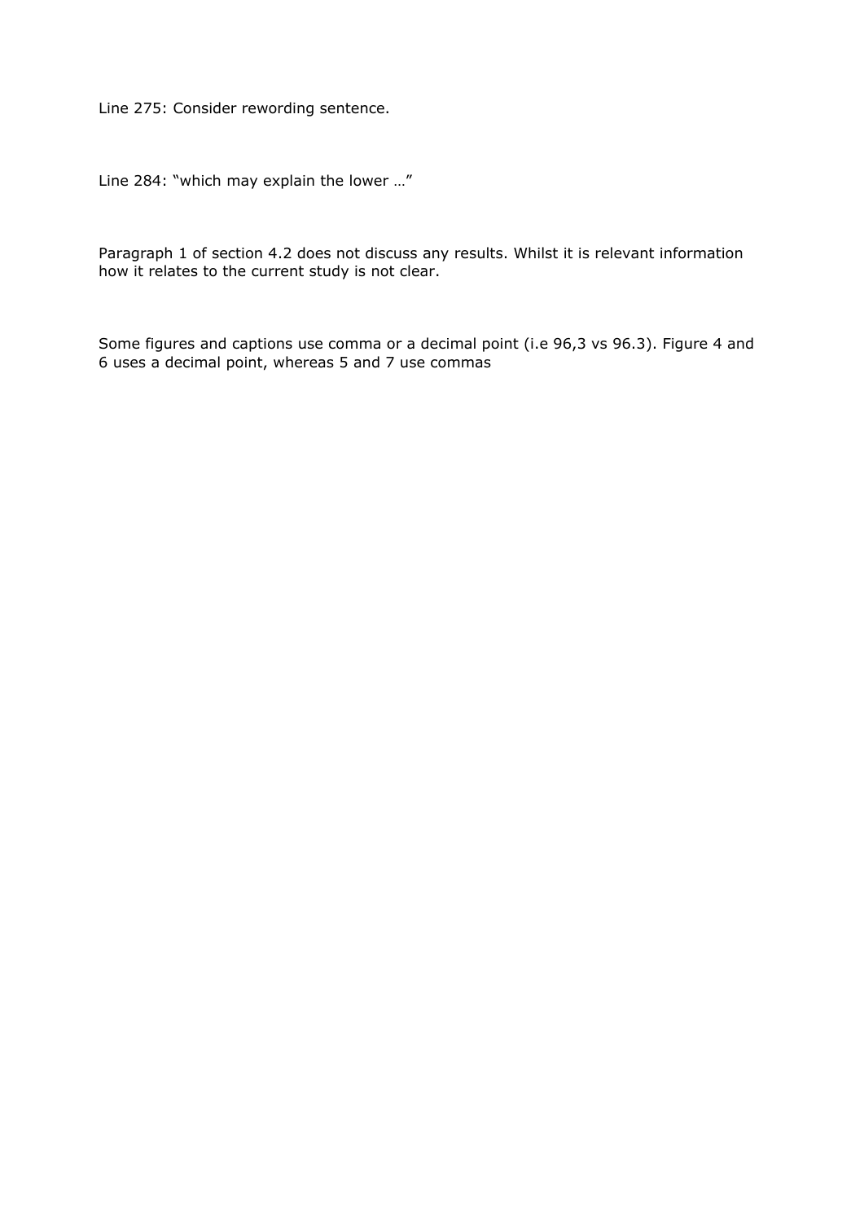Line 275: Consider rewording sentence.

Line 284: “which may explain the lower …”

Paragraph 1 of section 4.2 does not discuss any results. Whilst it is relevant information how it relates to the current study is not clear.

Some figures and captions use comma or a decimal point (i.e 96,3 vs 96.3). Figure 4 and 6 uses a decimal point, whereas 5 and 7 use commas